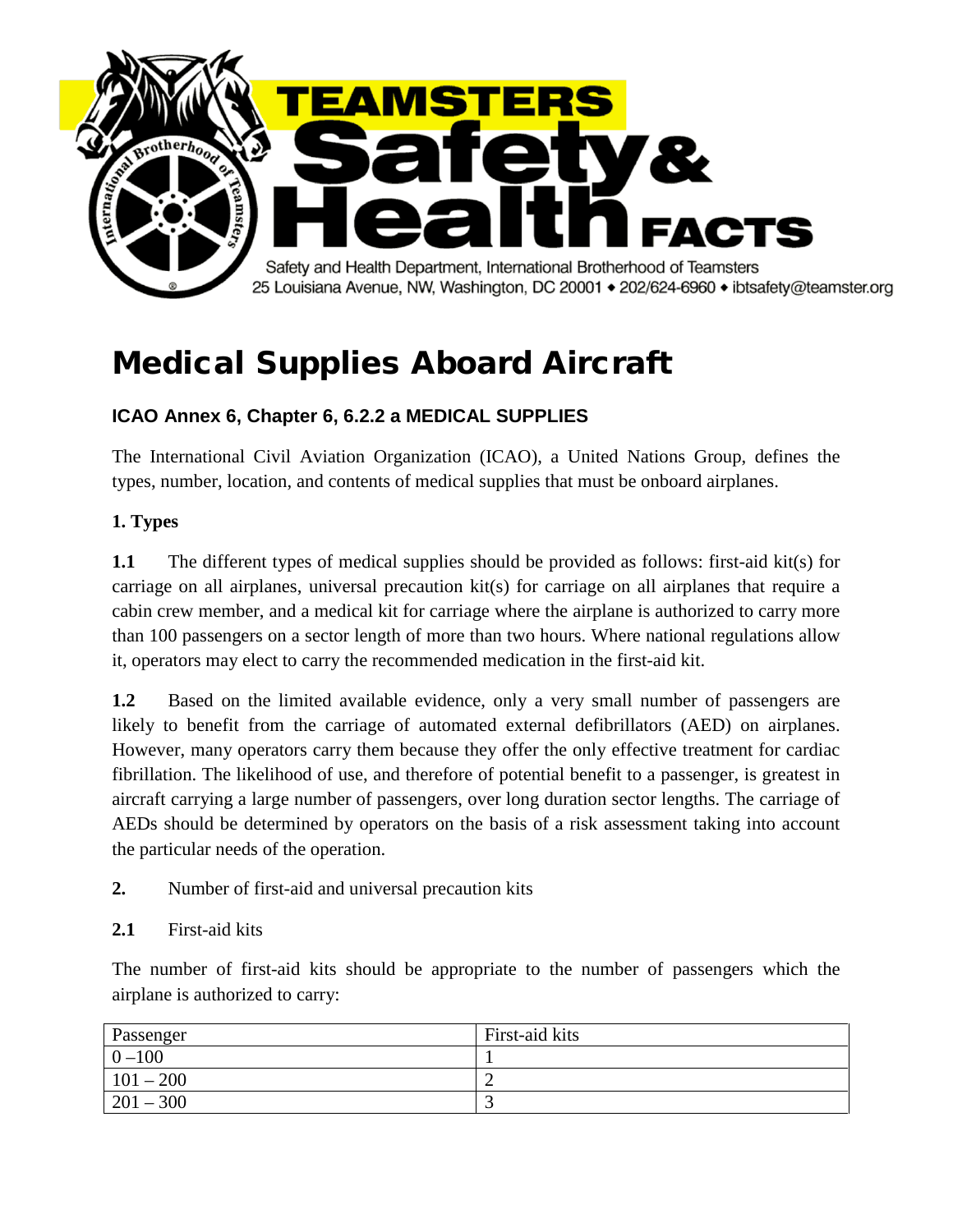# TEAMSTERS Safety & Health FACTS

Safety and Health Department, International Brotherhood of Teamsters
25 Louisiana Avenue, NW, Washington, DC 20001 • 202/624-6960 • ibtsafety@teamster.org

## Medical Supplies Aboard Aircraft

### ICAO Annex 6, Chapter 6, 6.2.2 a MEDICAL SUPPLIES

The International Civil Aviation Organization (ICAO), a United Nations Group, defines the types, number, location, and contents of medical supplies that must be onboard airplanes.

**1. Types**

**1.1** The different types of medical supplies should be provided as follows: first-aid kit(s) for carriage on all airplanes, universal precaution kit(s) for carriage on all airplanes that require a cabin crew member, and a medical kit for carriage where the airplane is authorized to carry more than 100 passengers on a sector length of more than two hours. Where national regulations allow it, operators may elect to carry the recommended medication in the first-aid kit.

**1.2** Based on the limited available evidence, only a very small number of passengers are likely to benefit from the carriage of automated external defibrillators (AED) on airplanes. However, many operators carry them because they offer the only effective treatment for cardiac fibrillation. The likelihood of use, and therefore of potential benefit to a passenger, is greatest in aircraft carrying a large number of passengers, over long duration sector lengths. The carriage of AEDs should be determined by operators on the basis of a risk assessment taking into account the particular needs of the operation.

**2.** Number of first-aid and universal precaution kits

**2.1** First-aid kits

The number of first-aid kits should be appropriate to the number of passengers which the airplane is authorized to carry:

| Passenger | First-aid kits |
|---|---|
| 0 –100 | 1 |
| 101 – 200 | 2 |
| 201 – 300 | 3 |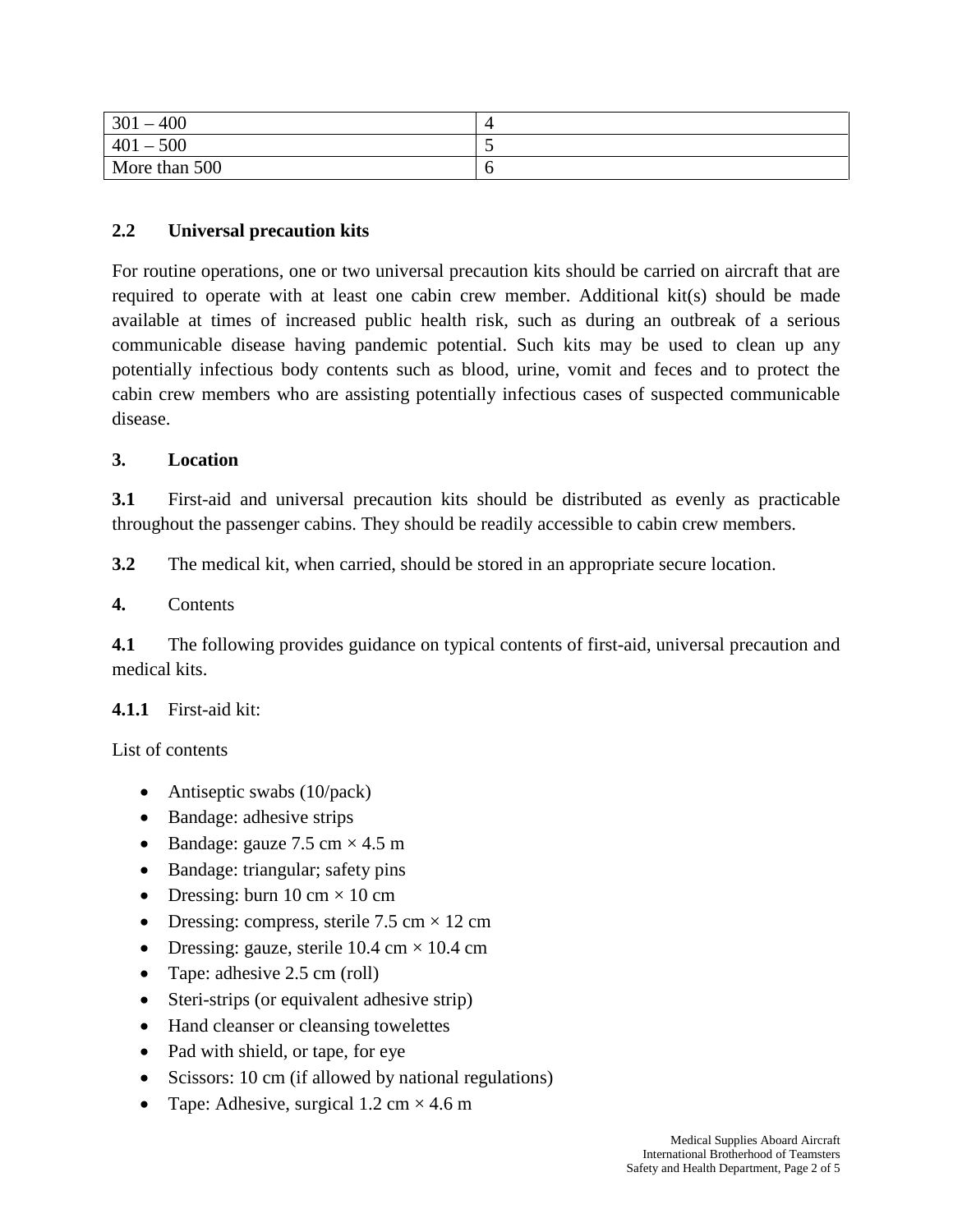| 301 – 400 | 4 |
|---|---|
| 401 – 500 | 5 |
| More than 500 | 6 |

**2.2 Universal precaution kits**

For routine operations, one or two universal precaution kits should be carried on aircraft that are required to operate with at least one cabin crew member. Additional kit(s) should be made available at times of increased public health risk, such as during an outbreak of a serious communicable disease having pandemic potential. Such kits may be used to clean up any potentially infectious body contents such as blood, urine, vomit and feces and to protect the cabin crew members who are assisting potentially infectious cases of suspected communicable disease.

**3. Location**

**3.1** First-aid and universal precaution kits should be distributed as evenly as practicable throughout the passenger cabins. They should be readily accessible to cabin crew members.

**3.2** The medical kit, when carried, should be stored in an appropriate secure location.

**4.** Contents

**4.1** The following provides guidance on typical contents of first-aid, universal precaution and medical kits.

**4.1.1** First-aid kit:

List of contents

- Antiseptic swabs (10/pack)
- Bandage: adhesive strips
- Bandage: gauze 7.5 cm × 4.5 m
- Bandage: triangular; safety pins
- Dressing: burn 10 cm × 10 cm
- Dressing: compress, sterile 7.5 cm × 12 cm
- Dressing: gauze, sterile 10.4 cm × 10.4 cm
- Tape: adhesive 2.5 cm (roll)
- Steri-strips (or equivalent adhesive strip)
- Hand cleanser or cleansing towelettes
- Pad with shield, or tape, for eye
- Scissors: 10 cm (if allowed by national regulations)
- Tape: Adhesive, surgical 1.2 cm × 4.6 m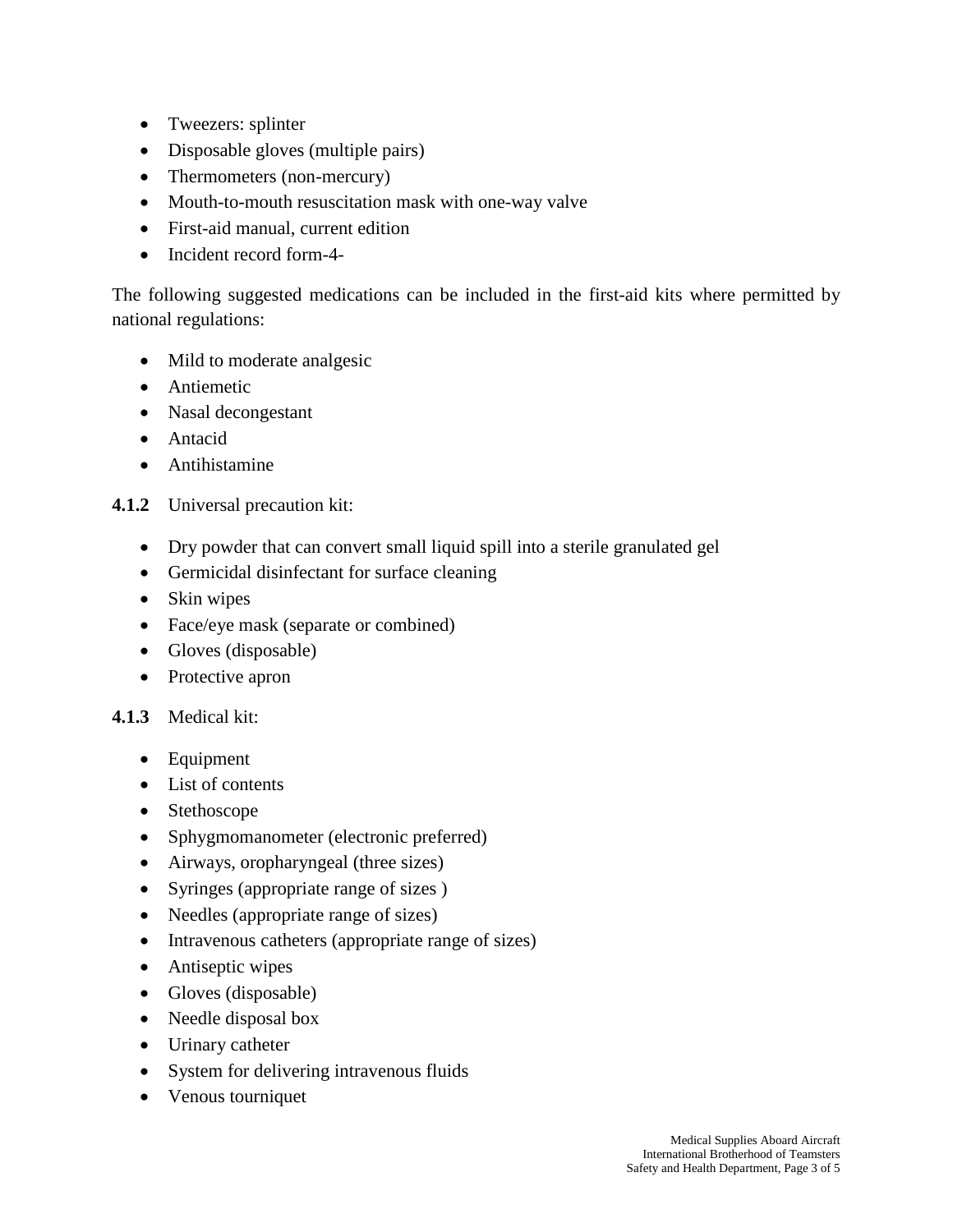- Tweezers: splinter
- Disposable gloves (multiple pairs)
- Thermometers (non-mercury)
- Mouth-to-mouth resuscitation mask with one-way valve
- First-aid manual, current edition
- Incident record form-4-

The following suggested medications can be included in the first-aid kits where permitted by national regulations:

- Mild to moderate analgesic
- Antiemetic
- Nasal decongestant
- Antacid
- Antihistamine

**4.1.2** Universal precaution kit:

- Dry powder that can convert small liquid spill into a sterile granulated gel
- Germicidal disinfectant for surface cleaning
- Skin wipes
- Face/eye mask (separate or combined)
- Gloves (disposable)
- Protective apron

**4.1.3** Medical kit:

- Equipment
- List of contents
- Stethoscope
- Sphygmomanometer (electronic preferred)
- Airways, oropharyngeal (three sizes)
- Syringes (appropriate range of sizes )
- Needles (appropriate range of sizes)
- Intravenous catheters (appropriate range of sizes)
- Antiseptic wipes
- Gloves (disposable)
- Needle disposal box
- Urinary catheter
- System for delivering intravenous fluids
- Venous tourniquet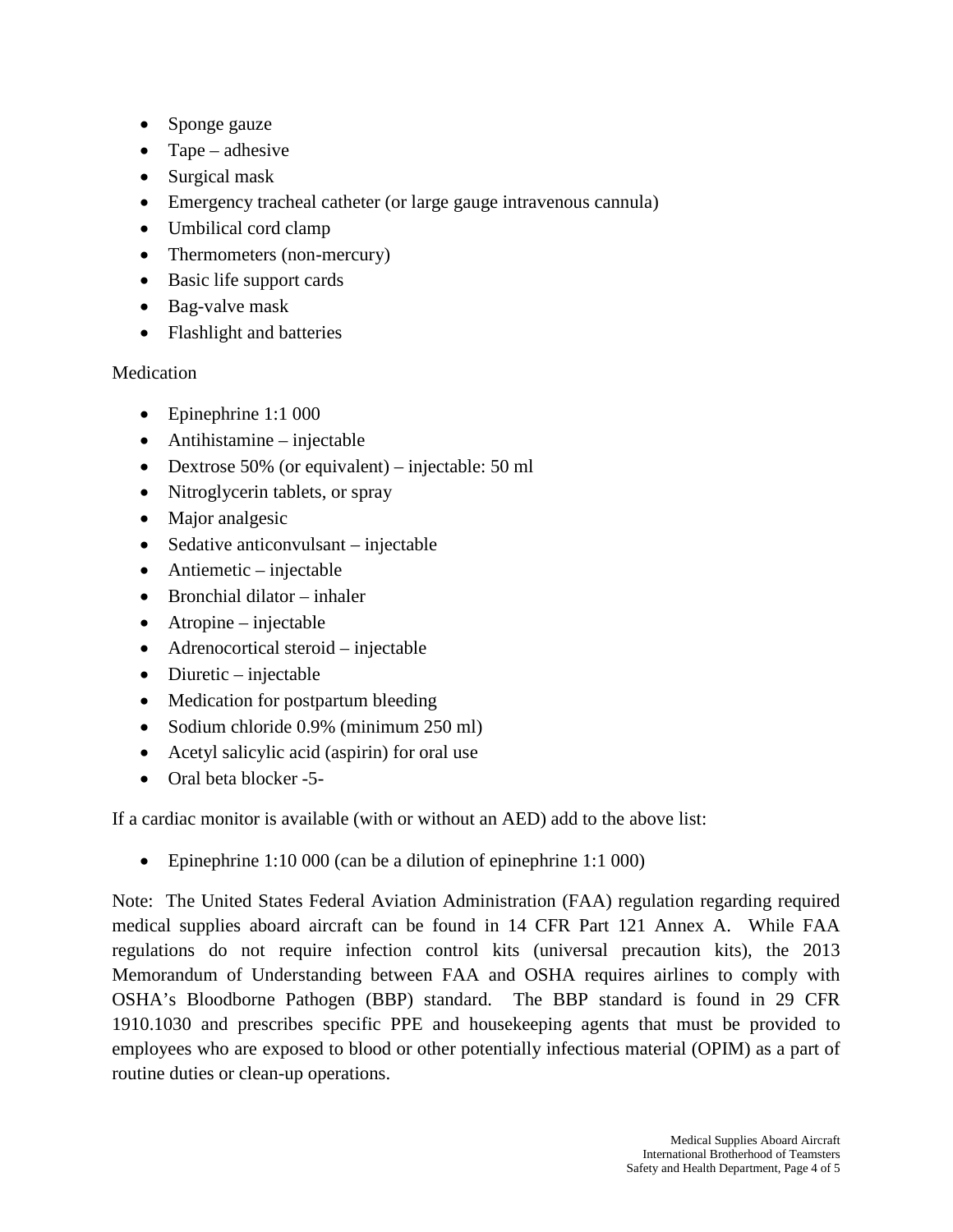- Sponge gauze
- Tape – adhesive
- Surgical mask
- Emergency tracheal catheter (or large gauge intravenous cannula)
- Umbilical cord clamp
- Thermometers (non-mercury)
- Basic life support cards
- Bag-valve mask
- Flashlight and batteries

Medication

- Epinephrine 1:1 000
- Antihistamine – injectable
- Dextrose 50% (or equivalent) – injectable: 50 ml
- Nitroglycerin tablets, or spray
- Major analgesic
- Sedative anticonvulsant – injectable
- Antiemetic – injectable
- Bronchial dilator – inhaler
- Atropine – injectable
- Adrenocortical steroid – injectable
- Diuretic – injectable
- Medication for postpartum bleeding
- Sodium chloride 0.9% (minimum 250 ml)
- Acetyl salicylic acid (aspirin) for oral use
- Oral beta blocker -5-

If a cardiac monitor is available (with or without an AED) add to the above list:

- Epinephrine 1:10 000 (can be a dilution of epinephrine 1:1 000)

Note: The United States Federal Aviation Administration (FAA) regulation regarding required medical supplies aboard aircraft can be found in 14 CFR Part 121 Annex A. While FAA regulations do not require infection control kits (universal precaution kits), the 2013 Memorandum of Understanding between FAA and OSHA requires airlines to comply with OSHA's Bloodborne Pathogen (BBP) standard. The BBP standard is found in 29 CFR 1910.1030 and prescribes specific PPE and housekeeping agents that must be provided to employees who are exposed to blood or other potentially infectious material (OPIM) as a part of routine duties or clean-up operations.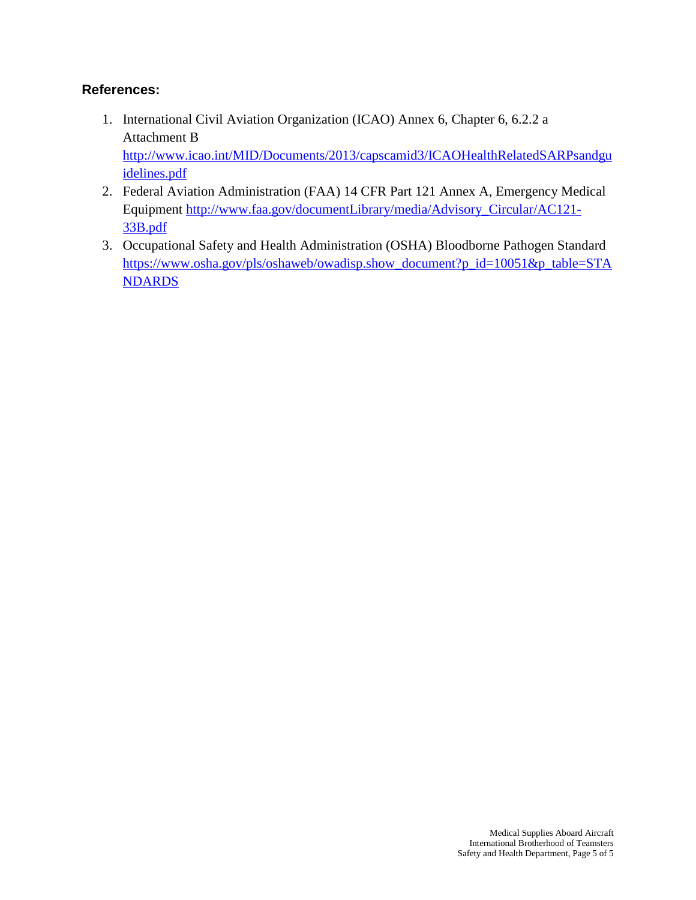**References:**

1. International Civil Aviation Organization (ICAO) Annex 6, Chapter 6, 6.2.2 a Attachment B http://www.icao.int/MID/Documents/2013/capscamid3/ICAOHealthRelatedSARPsandguidelines.pdf
2. Federal Aviation Administration (FAA) 14 CFR Part 121 Annex A, Emergency Medical Equipment http://www.faa.gov/documentLibrary/media/Advisory_Circular/AC121-33B.pdf
3. Occupational Safety and Health Administration (OSHA) Bloodborne Pathogen Standard https://www.osha.gov/pls/oshaweb/owadisp.show_document?p_id=10051&p_table=STANDARDS